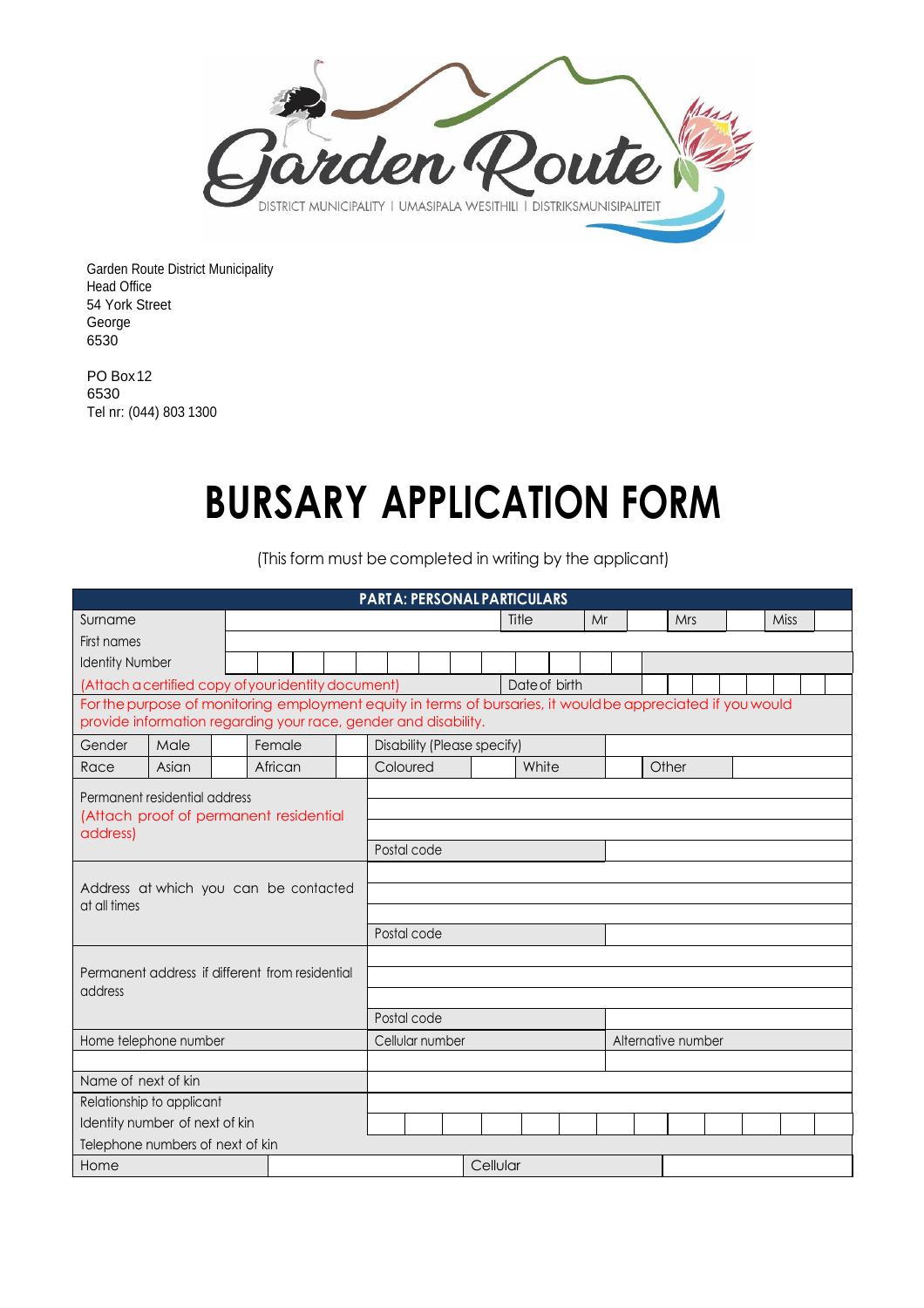Garden Route
DISTRICT MUNICIPALITY | UMASIPALA WESITHILI | DISTRIKSMUNISIPALITEIT

Garden Route District Municipality
Head Office
54 York Street
George
6530

PO Box 12
6530
Tel nr: (044) 803 1300

# BURSARY APPLICATION FORM

(This form must be completed in writing by the applicant)

| PART A: PERSONAL PARTICULARS | | | | | | | | |
|---|---|---|---|---|---|---|---|---|
| Surname | | Title | Mr | | Mrs | | Miss | |
| First names | | | | | | | | |
| Identity Number | | | | | | | | |
| (Attach a certified copy of your identity document) | | Date of birth | | | | | | |
| For the purpose of monitoring employment equity in terms of bursaries, it would be appreciated if you would provide information regarding your race, gender and disability. | | | | | | | | |
| Gender | Male | | Female | | Disability (Please specify) | | | |
| Race | Asian | | African | | Coloured | | White | | Other | |
| Permanent residential address (Attach proof of permanent residential address) | | | | | | | | |
| | Postal code | | | | | | | |
| Address at which you can be contacted at all times | | | | | | | | |
| | Postal code | | | | | | | |
| Permanent address if different from residential address | | | | | | | | |
| | Postal code | | | | | | | |
| Home telephone number | Cellular number | | Alternative number | | | | | |
| | | | | | | | | |
| Name of next of kin | | | | | | | | |
| Relationship to applicant | | | | | | | | |
| Identity number of next of kin | | | | | | | | |
| Telephone numbers of next of kin | | | | | | | | |
| Home | | Cellular | | | | | | |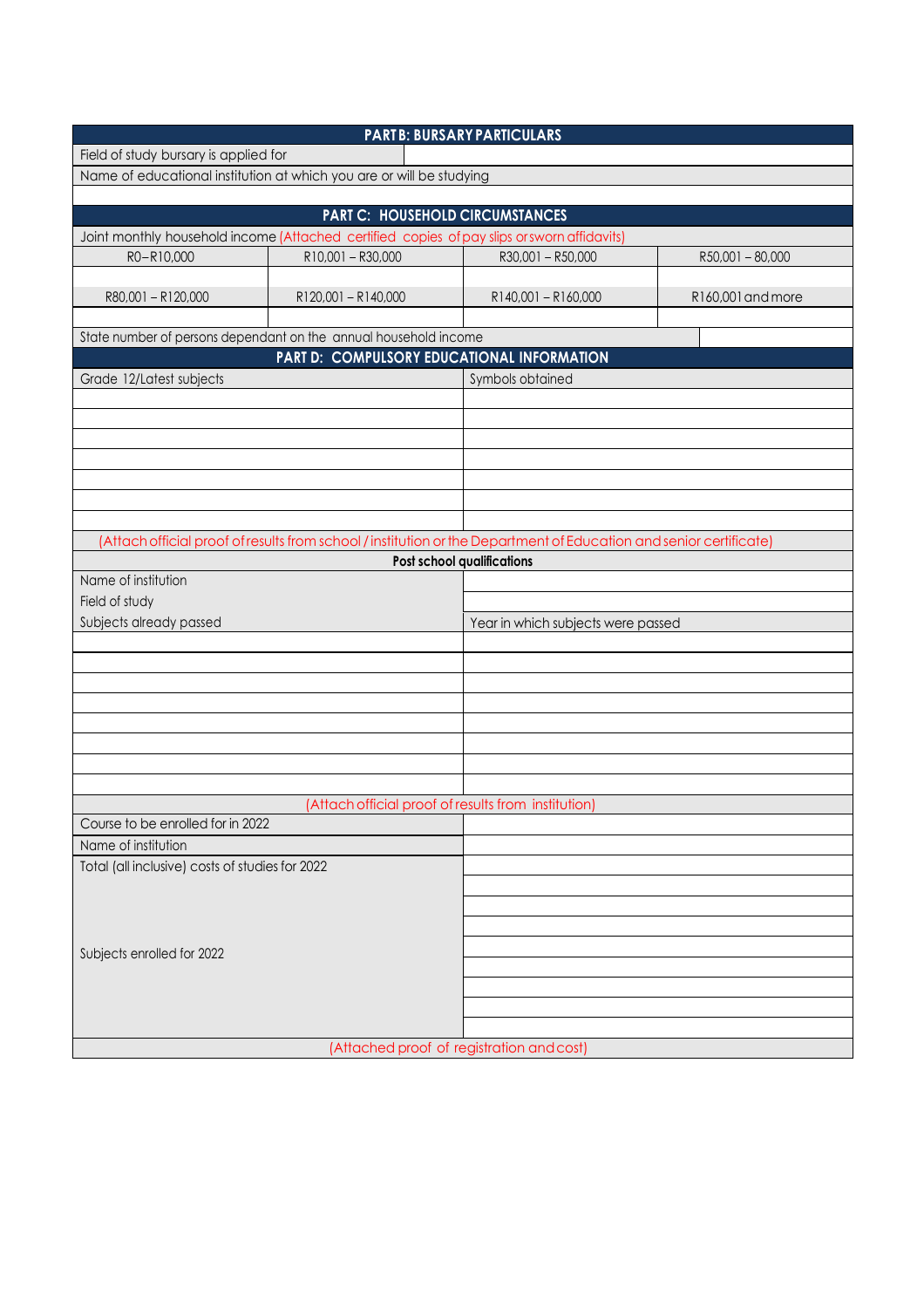## PART B: BURSARY PARTICULARS

| | |
|---|---|
| Field of study bursary is applied for | |
| Name of educational institution at which you are or will be studying | |
| | |

## PART C: HOUSEHOLD CIRCUMSTANCES

Joint monthly household income (Attached certified copies of pay slips or sworn affidavits)

| R0 – R10,000 | R10,001 – R30,000 | R30,001 – R50,000 | R50,001 – 80,000 |
|---|---|---|---|
| | | | |
| R80,001 – R120,000 | R120,001 – R140,000 | R140,001 – R160,000 | R160,001 and more |
| | | | |

| | |
|---|---|
| State number of persons dependant on the annual household income | |

## PART D: COMPULSORY EDUCATIONAL INFORMATION

| Grade 12/Latest subjects | Symbols obtained |
|---|---|
| | |
| | |
| | |
| | |
| | |
| | |
| | |

(Attach official proof of results from school / institution or the Department of Education and senior certificate)

**Post school qualifications**

| | |
|---|---|
| Name of institution | |
| Field of study | |
| Subjects already passed | Year in which subjects were passed |
| | |
| | |
| | |
| | |
| | |
| | |
| | |
| | |

(Attach official proof of results from institution)

| | |
|---|---|
| Course to be enrolled for in 2022 | |
| Name of institution | |
| Total (all inclusive) costs of studies for 2022 | |
| Subjects enrolled for 2022 | |
| | |
| | |
| | |
| | |
| | |
| | |
| | |

(Attached proof of registration and cost)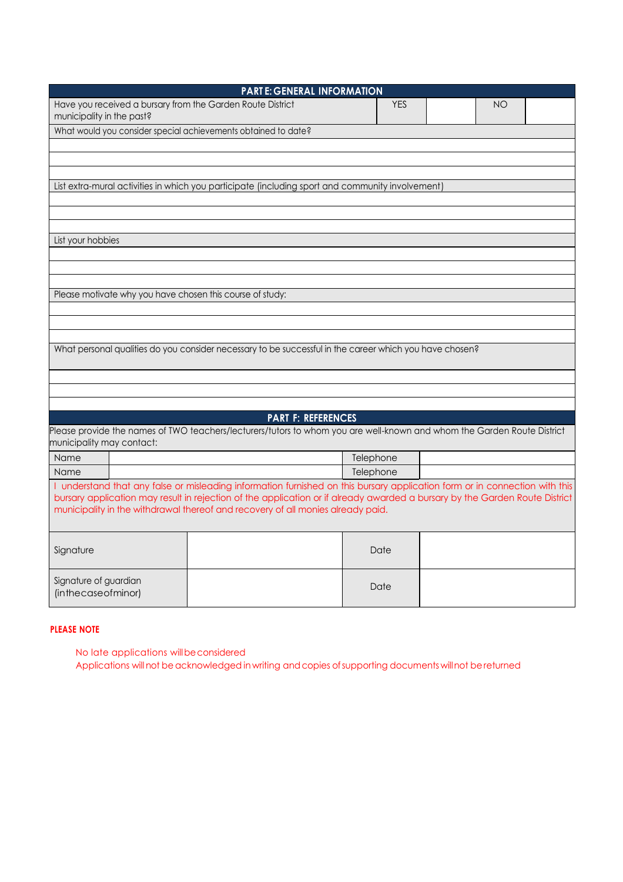## PART E: GENERAL INFORMATION

| | | | | |
|---|---|---|---|---|
| Have you received a bursary from the Garden Route District municipality in the past? | YES | | NO | |

What would you consider special achievements obtained to date?

List extra-mural activities in which you participate (including sport and community involvement)

List your hobbies

Please motivate why you have chosen this course of study:

What personal qualities do you consider necessary to be successful in the career which you have chosen?

## PART F: REFERENCES

Please provide the names of TWO teachers/lecturers/tutors to whom you are well-known and whom the Garden Route District municipality may contact:

| | | | |
|---|---|---|---|
| Name | | Telephone | |
| Name | | Telephone | |

I understand that any false or misleading information furnished on this bursary application form or in connection with this bursary application may result in rejection of the application or if already awarded a bursary by the Garden Route District municipality in the withdrawal thereof and recovery of all monies already paid.

| | | | |
|---|---|---|---|
| Signature | | Date | |
| Signature of guardian (inthecaseofminor) | | Date | |

**PLEASE NOTE**

No late applications willbeconsidered
Applications will not be acknowledged in writing and copies of supporting documents willnot bereturned